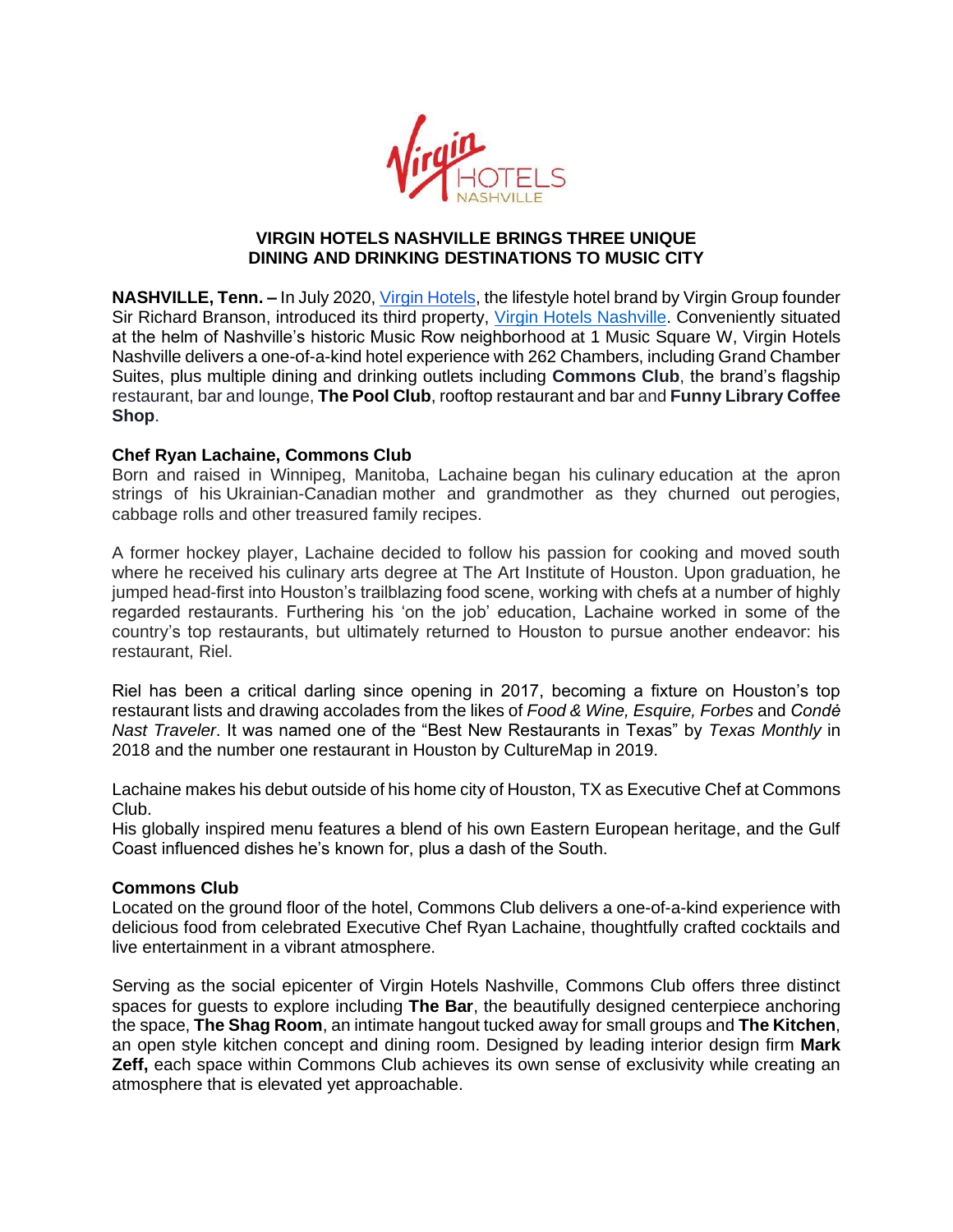# VIRGIN HOTELS NASHVILLE BRINGS THREE UNIQUE DINING AND DRINKING DESTINATIONS TO MUSIC CITY

**NASHVILLE, Tenn. –** In July 2020, [Virgin Hotels](), the lifestyle hotel brand by Virgin Group founder Sir Richard Branson, introduced its third property, [Virgin Hotels Nashville](). Conveniently situated at the helm of Nashville's historic Music Row neighborhood at 1 Music Square W, Virgin Hotels Nashville delivers a one-of-a-kind hotel experience with 262 Chambers, including Grand Chamber Suites, plus multiple dining and drinking outlets including **Commons Club**, the brand's flagship restaurant, bar and lounge, **The Pool Club**, rooftop restaurant and bar and **Funny Library Coffee Shop**.

## Chef Ryan Lachaine, Commons Club

Born and raised in Winnipeg, Manitoba, Lachaine began his culinary education at the apron strings of his Ukrainian-Canadian mother and grandmother as they churned out perogies, cabbage rolls and other treasured family recipes.

A former hockey player, Lachaine decided to follow his passion for cooking and moved south where he received his culinary arts degree at The Art Institute of Houston. Upon graduation, he jumped head-first into Houston's trailblazing food scene, working with chefs at a number of highly regarded restaurants. Furthering his 'on the job' education, Lachaine worked in some of the country's top restaurants, but ultimately returned to Houston to pursue another endeavor: his restaurant, Riel.

Riel has been a critical darling since opening in 2017, becoming a fixture on Houston's top restaurant lists and drawing accolades from the likes of *Food & Wine, Esquire, Forbes* and *Condé Nast Traveler*. It was named one of the "Best New Restaurants in Texas" by *Texas Monthly* in 2018 and the number one restaurant in Houston by CultureMap in 2019.

Lachaine makes his debut outside of his home city of Houston, TX as Executive Chef at Commons Club.
His globally inspired menu features a blend of his own Eastern European heritage, and the Gulf Coast influenced dishes he's known for, plus a dash of the South.

## Commons Club

Located on the ground floor of the hotel, Commons Club delivers a one-of-a-kind experience with delicious food from celebrated Executive Chef Ryan Lachaine, thoughtfully crafted cocktails and live entertainment in a vibrant atmosphere.

Serving as the social epicenter of Virgin Hotels Nashville, Commons Club offers three distinct spaces for guests to explore including **The Bar**, the beautifully designed centerpiece anchoring the space, **The Shag Room**, an intimate hangout tucked away for small groups and **The Kitchen**, an open style kitchen concept and dining room. Designed by leading interior design firm **Mark Zeff,** each space within Commons Club achieves its own sense of exclusivity while creating an atmosphere that is elevated yet approachable.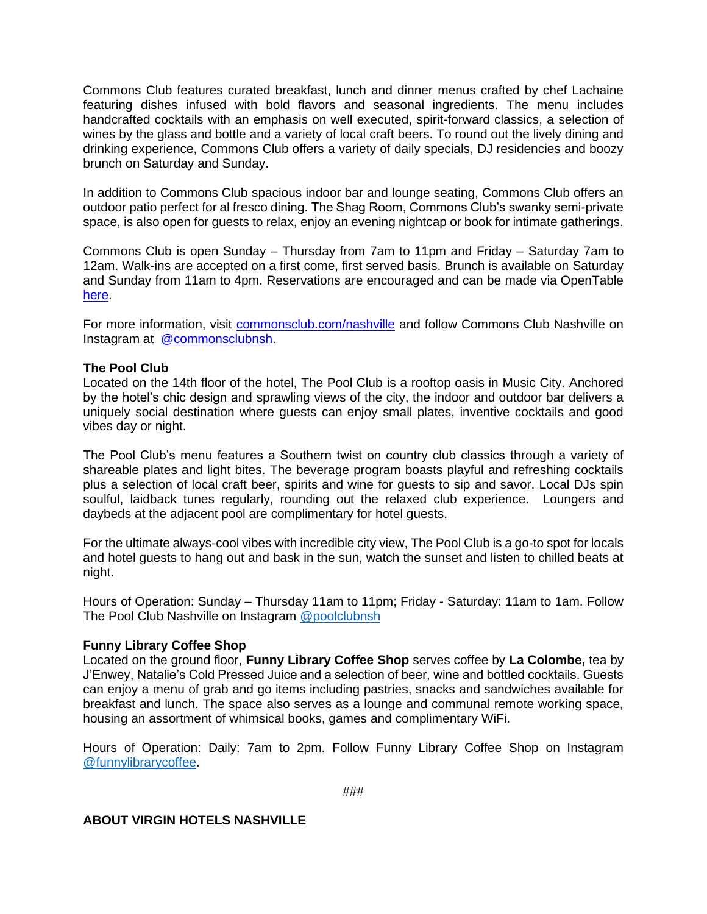Commons Club features curated breakfast, lunch and dinner menus crafted by chef Lachaine featuring dishes infused with bold flavors and seasonal ingredients. The menu includes handcrafted cocktails with an emphasis on well executed, spirit-forward classics, a selection of wines by the glass and bottle and a variety of local craft beers. To round out the lively dining and drinking experience, Commons Club offers a variety of daily specials, DJ residencies and boozy brunch on Saturday and Sunday.

In addition to Commons Club spacious indoor bar and lounge seating, Commons Club offers an outdoor patio perfect for al fresco dining. The Shag Room, Commons Club's swanky semi-private space, is also open for guests to relax, enjoy an evening nightcap or book for intimate gatherings.

Commons Club is open Sunday – Thursday from 7am to 11pm and Friday – Saturday 7am to 12am. Walk-ins are accepted on a first come, first served basis. Brunch is available on Saturday and Sunday from 11am to 4pm. Reservations are encouraged and can be made via OpenTable here.

For more information, visit commonsclub.com/nashville and follow Commons Club Nashville on Instagram at @commonsclubnsh.

**The Pool Club**
Located on the 14th floor of the hotel, The Pool Club is a rooftop oasis in Music City. Anchored by the hotel's chic design and sprawling views of the city, the indoor and outdoor bar delivers a uniquely social destination where guests can enjoy small plates, inventive cocktails and good vibes day or night.

The Pool Club's menu features a Southern twist on country club classics through a variety of shareable plates and light bites. The beverage program boasts playful and refreshing cocktails plus a selection of local craft beer, spirits and wine for guests to sip and savor. Local DJs spin soulful, laidback tunes regularly, rounding out the relaxed club experience. Loungers and daybeds at the adjacent pool are complimentary for hotel guests.

For the ultimate always-cool vibes with incredible city view, The Pool Club is a go-to spot for locals and hotel guests to hang out and bask in the sun, watch the sunset and listen to chilled beats at night.

Hours of Operation: Sunday – Thursday 11am to 11pm; Friday - Saturday: 11am to 1am. Follow The Pool Club Nashville on Instagram @poolclubnsh

**Funny Library Coffee Shop**
Located on the ground floor, **Funny Library Coffee Shop** serves coffee by **La Colombe,** tea by J'Enwey, Natalie's Cold Pressed Juice and a selection of beer, wine and bottled cocktails. Guests can enjoy a menu of grab and go items including pastries, snacks and sandwiches available for breakfast and lunch. The space also serves as a lounge and communal remote working space, housing an assortment of whimsical books, games and complimentary WiFi.

Hours of Operation: Daily: 7am to 2pm. Follow Funny Library Coffee Shop on Instagram @funnylibrarycoffee.

###

**ABOUT VIRGIN HOTELS NASHVILLE**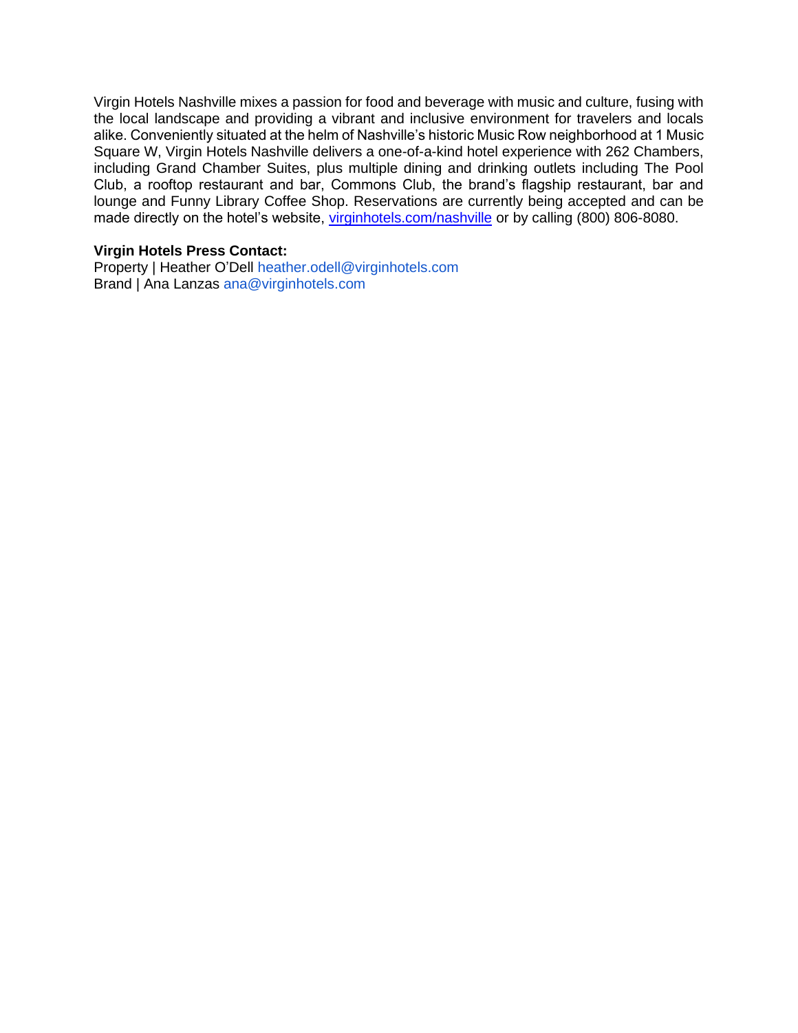Virgin Hotels Nashville mixes a passion for food and beverage with music and culture, fusing with the local landscape and providing a vibrant and inclusive environment for travelers and locals alike. Conveniently situated at the helm of Nashville's historic Music Row neighborhood at 1 Music Square W, Virgin Hotels Nashville delivers a one-of-a-kind hotel experience with 262 Chambers, including Grand Chamber Suites, plus multiple dining and drinking outlets including The Pool Club, a rooftop restaurant and bar, Commons Club, the brand's flagship restaurant, bar and lounge and Funny Library Coffee Shop. Reservations are currently being accepted and can be made directly on the hotel's website, [virginhotels.com/nashville](https://virginhotels.com/nashville) or by calling (800) 806-8080.

**Virgin Hotels Press Contact:**
Property | Heather O'Dell heather.odell@virginhotels.com
Brand | Ana Lanzas ana@virginhotels.com